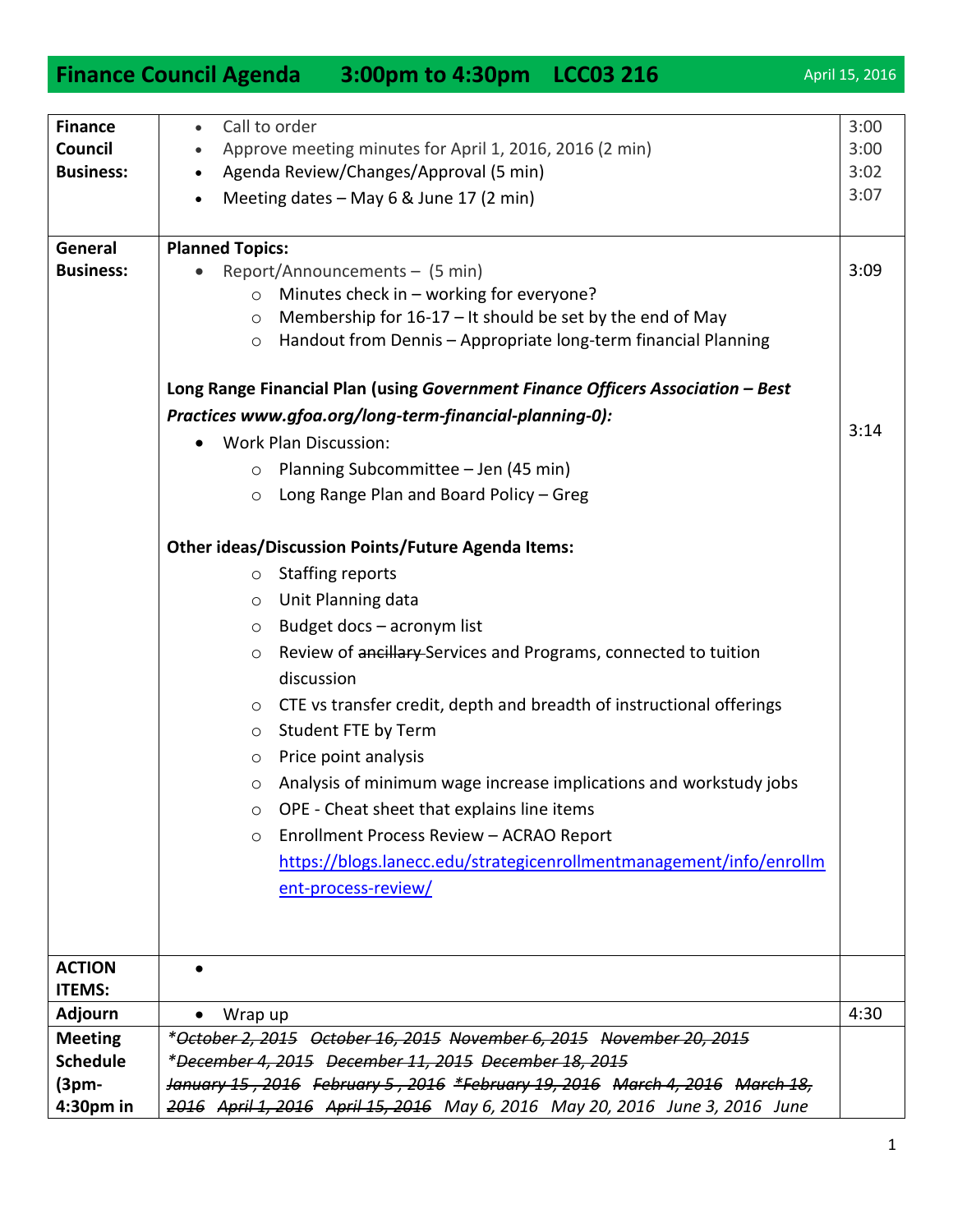# Finance Council Agenda 3:00pm to 4:30pm LCC03 216

April 15, 2016

| | | |
|---|---|---|
| **Finance Council Business:** | • Call to order<br>• Approve meeting minutes for April 1, 2016, 2016 (2 min)<br>• Agenda Review/Changes/Approval (5 min)<br>• Meeting dates – May 6 & June 17 (2 min) | 3:00<br>3:00<br>3:02<br>3:07 |
| **General Business:** | **Planned Topics:**<br>• Report/Announcements – (5 min)<br>  ○ Minutes check in – working for everyone?<br>  ○ Membership for 16-17 – It should be set by the end of May<br>  ○ Handout from Dennis – Appropriate long-term financial Planning<br><br>**Long Range Financial Plan (using *Government Finance Officers Association – Best Practices www.gfoa.org/long-term-financial-planning-0*):**<br>• Work Plan Discussion:<br>  ○ Planning Subcommittee – Jen (45 min)<br>  ○ Long Range Plan and Board Policy – Greg<br><br>**Other ideas/Discussion Points/Future Agenda Items:**<br>  ○ Staffing reports<br>  ○ Unit Planning data<br>  ○ Budget docs – acronym list<br>  ○ Review of ~~ancillary~~ Services and Programs, connected to tuition discussion<br>  ○ CTE vs transfer credit, depth and breadth of instructional offerings<br>  ○ Student FTE by Term<br>  ○ Price point analysis<br>  ○ Analysis of minimum wage increase implications and workstudy jobs<br>  ○ OPE - Cheat sheet that explains line items<br>  ○ Enrollment Process Review – ACRAO Report [https://blogs.lanecc.edu/strategicenrollmentmanagement/info/enrollment-process-review/](https://blogs.lanecc.edu/strategicenrollmentmanagement/info/enrollment-process-review/) | 3:09<br><br><br><br><br>3:14 |
| **ACTION ITEMS:** | • | |
| **Adjourn** | • Wrap up | 4:30 |
| **Meeting Schedule (3pm-4:30pm in** | *~~\*October 2, 2015~~ ~~October 16, 2015~~ ~~November 6, 2015~~ ~~November 20, 2015~~ ~~\*December 4, 2015~~ ~~December 11, 2015~~ ~~December 18, 2015~~ ~~January 15 , 2016~~ ~~February 5 , 2016~~ ~~\*February 19, 2016~~ ~~March 4, 2016~~ ~~March 18, 2016~~ ~~April 1, 2016~~ ~~April 15, 2016~~ May 6, 2016 May 20, 2016 June 3, 2016 June* | |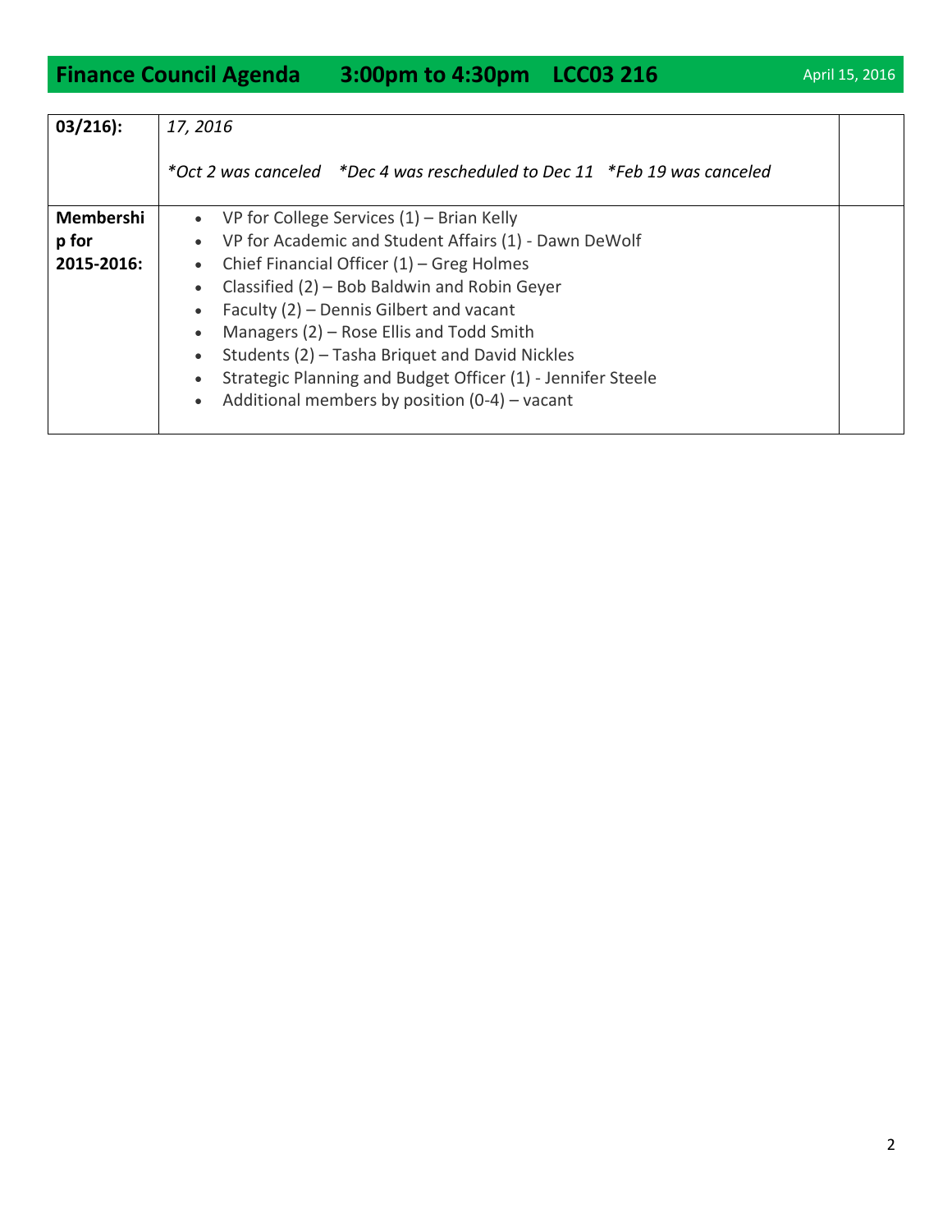| | | |
|---|---|---|
| **03/216):** | *17, 2016*<br><br>*\*Oct 2 was canceled \*Dec 4 was rescheduled to Dec 11 \*Feb 19 was canceled* | |
| **Membership for 2015-2016:** | • VP for College Services (1) – Brian Kelly<br>• VP for Academic and Student Affairs (1) - Dawn DeWolf<br>• Chief Financial Officer (1) – Greg Holmes<br>• Classified (2) – Bob Baldwin and Robin Geyer<br>• Faculty (2) – Dennis Gilbert and vacant<br>• Managers (2) – Rose Ellis and Todd Smith<br>• Students (2) – Tasha Briquet and David Nickles<br>• Strategic Planning and Budget Officer (1) - Jennifer Steele<br>• Additional members by position (0-4) – vacant | |